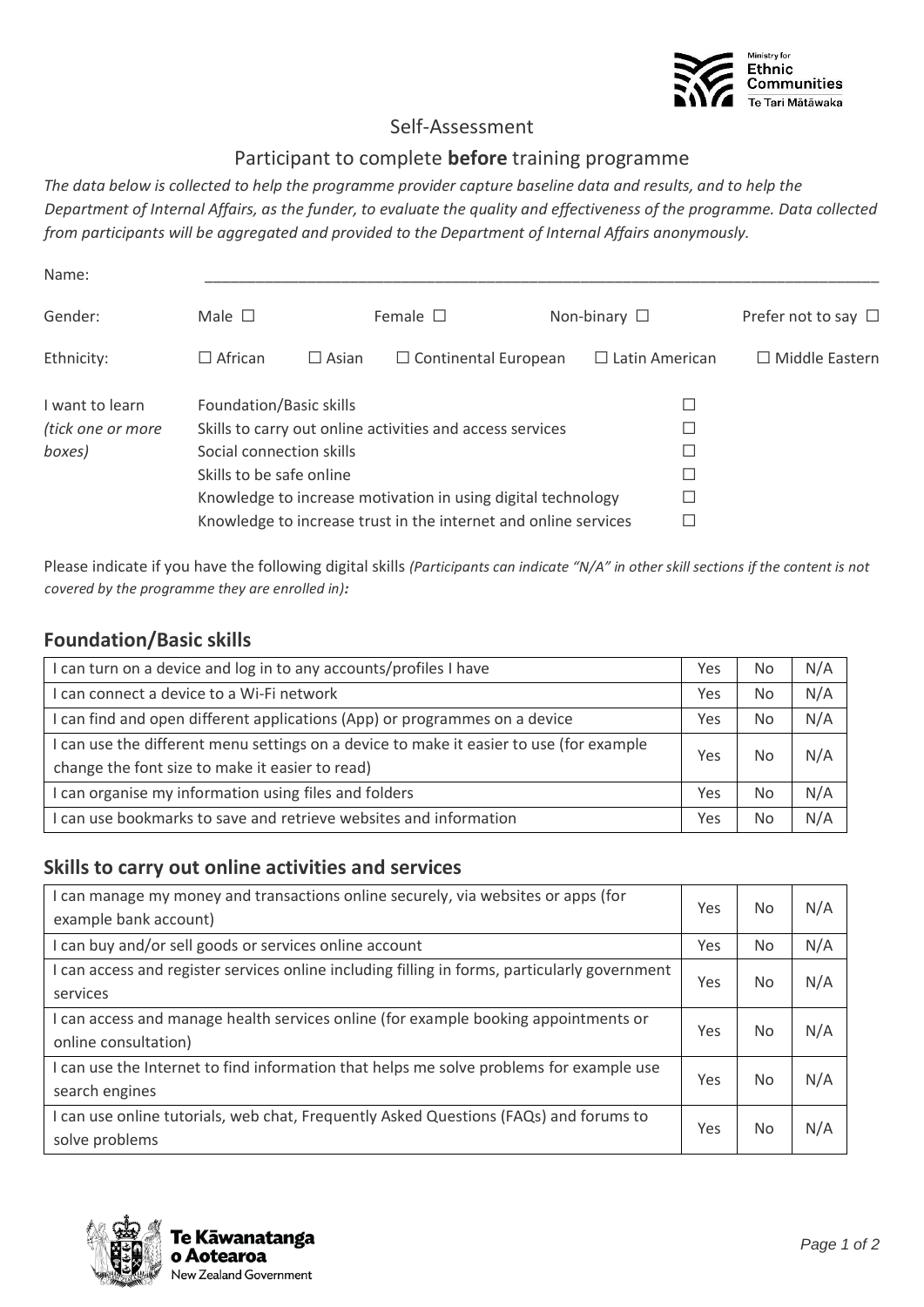Self-Assessment

Participant to complete **before** training programme

*The data below is collected to help the programme provider capture baseline data and results, and to help the Department of Internal Affairs, as the funder, to evaluate the quality and effectiveness of the programme. Data collected from participants will be aggregated and provided to the Department of Internal Affairs anonymously.*

Name: ______________________________________________________________________________

Gender: Male ☐ Female ☐ Non-binary ☐ Prefer not to say ☐

Ethnicity: ☐ African ☐ Asian ☐ Continental European ☐ Latin American ☐ Middle Eastern

I want to learn *(tick one or more boxes)*

- Foundation/Basic skills ☐
- Skills to carry out online activities and access services ☐
- Social connection skills ☐
- Skills to be safe online ☐
- Knowledge to increase motivation in using digital technology ☐
- Knowledge to increase trust in the internet and online services ☐

Please indicate if you have the following digital skills *(Participants can indicate "N/A" in other skill sections if the content is not covered by the programme they are enrolled in):*

## Foundation/Basic skills

| | | | |
|---|---|---|---|
| I can turn on a device and log in to any accounts/profiles I have | Yes | No | N/A |
| I can connect a device to a Wi-Fi network | Yes | No | N/A |
| I can find and open different applications (App) or programmes on a device | Yes | No | N/A |
| I can use the different menu settings on a device to make it easier to use (for example change the font size to make it easier to read) | Yes | No | N/A |
| I can organise my information using files and folders | Yes | No | N/A |
| I can use bookmarks to save and retrieve websites and information | Yes | No | N/A |

## Skills to carry out online activities and services

| | | | |
|---|---|---|---|
| I can manage my money and transactions online securely, via websites or apps (for example bank account) | Yes | No | N/A |
| I can buy and/or sell goods or services online account | Yes | No | N/A |
| I can access and register services online including filling in forms, particularly government services | Yes | No | N/A |
| I can access and manage health services online (for example booking appointments or online consultation) | Yes | No | N/A |
| I can use the Internet to find information that helps me solve problems for example use search engines | Yes | No | N/A |
| I can use online tutorials, web chat, Frequently Asked Questions (FAQs) and forums to solve problems | Yes | No | N/A |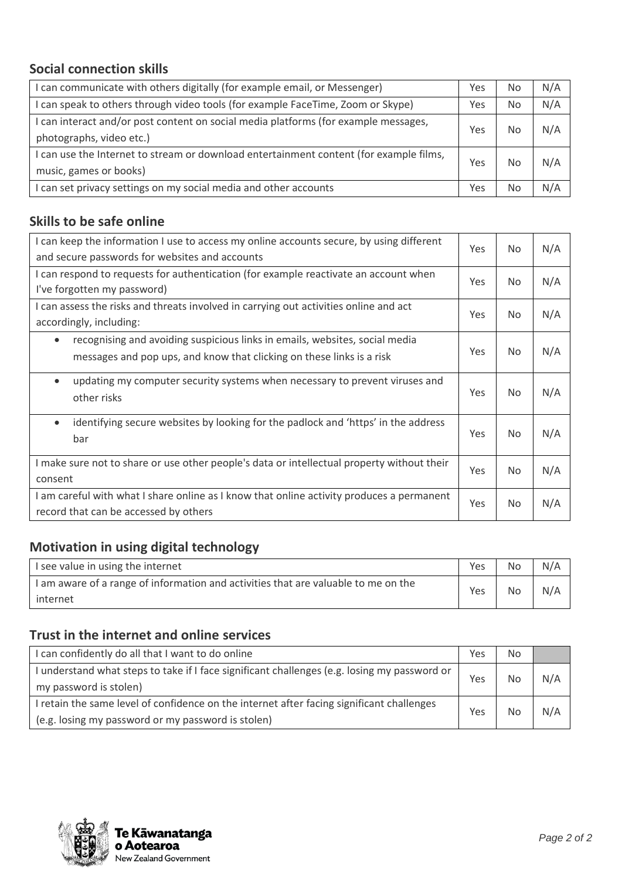## Social connection skills

| | | | |
|---|---|---|---|
| I can communicate with others digitally (for example email, or Messenger) | Yes | No | N/A |
| I can speak to others through video tools (for example FaceTime, Zoom or Skype) | Yes | No | N/A |
| I can interact and/or post content on social media platforms (for example messages, photographs, video etc.) | Yes | No | N/A |
| I can use the Internet to stream or download entertainment content (for example films, music, games or books) | Yes | No | N/A |
| I can set privacy settings on my social media and other accounts | Yes | No | N/A |

## Skills to be safe online

| | | | |
|---|---|---|---|
| I can keep the information I use to access my online accounts secure, by using different and secure passwords for websites and accounts | Yes | No | N/A |
| I can respond to requests for authentication (for example reactivate an account when I've forgotten my password) | Yes | No | N/A |
| I can assess the risks and threats involved in carrying out activities online and act accordingly, including: | Yes | No | N/A |
| • recognising and avoiding suspicious links in emails, websites, social media messages and pop ups, and know that clicking on these links is a risk | Yes | No | N/A |
| • updating my computer security systems when necessary to prevent viruses and other risks | Yes | No | N/A |
| • identifying secure websites by looking for the padlock and 'https' in the address bar | Yes | No | N/A |
| I make sure not to share or use other people's data or intellectual property without their consent | Yes | No | N/A |
| I am careful with what I share online as I know that online activity produces a permanent record that can be accessed by others | Yes | No | N/A |

## Motivation in using digital technology

| | | | |
|---|---|---|---|
| I see value in using the internet | Yes | No | N/A |
| I am aware of a range of information and activities that are valuable to me on the internet | Yes | No | N/A |

## Trust in the internet and online services

| | | | |
|---|---|---|---|
| I can confidently do all that I want to do online | Yes | No | |
| I understand what steps to take if I face significant challenges (e.g. losing my password or my password is stolen) | Yes | No | N/A |
| I retain the same level of confidence on the internet after facing significant challenges (e.g. losing my password or my password is stolen) | Yes | No | N/A |

Te Kāwanatanga o Aotearoa
New Zealand Government